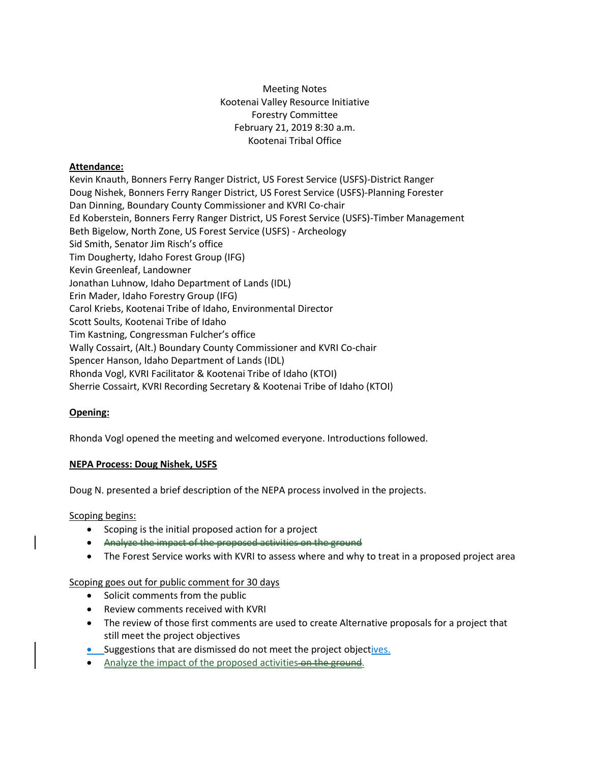Meeting Notes
Kootenai Valley Resource Initiative
Forestry Committee
February 21, 2019 8:30 a.m.
Kootenai Tribal Office

**Attendance:**

Kevin Knauth, Bonners Ferry Ranger District, US Forest Service (USFS)-District Ranger
Doug Nishek, Bonners Ferry Ranger District, US Forest Service (USFS)-Planning Forester
Dan Dinning, Boundary County Commissioner and KVRI Co-chair
Ed Koberstein, Bonners Ferry Ranger District, US Forest Service (USFS)-Timber Management
Beth Bigelow, North Zone, US Forest Service (USFS) - Archeology
Sid Smith, Senator Jim Risch's office
Tim Dougherty, Idaho Forest Group (IFG)
Kevin Greenleaf, Landowner
Jonathan Luhnow, Idaho Department of Lands (IDL)
Erin Mader, Idaho Forestry Group (IFG)
Carol Kriebs, Kootenai Tribe of Idaho, Environmental Director
Scott Soults, Kootenai Tribe of Idaho
Tim Kastning, Congressman Fulcher's office
Wally Cossairt, (Alt.) Boundary County Commissioner and KVRI Co-chair
Spencer Hanson, Idaho Department of Lands (IDL)
Rhonda Vogl, KVRI Facilitator & Kootenai Tribe of Idaho (KTOI)
Sherrie Cossairt, KVRI Recording Secretary & Kootenai Tribe of Idaho (KTOI)

**Opening:**

Rhonda Vogl opened the meeting and welcomed everyone. Introductions followed.

**NEPA Process: Doug Nishek, USFS**

Doug N. presented a brief description of the NEPA process involved in the projects.

Scoping begins:

- Scoping is the initial proposed action for a project
- ~~Analyze the impact of the proposed activities on the ground~~
- The Forest Service works with KVRI to assess where and why to treat in a proposed project area

Scoping goes out for public comment for 30 days

- Solicit comments from the public
- Review comments received with KVRI
- The review of those first comments are used to create Alternative proposals for a project that still meet the project objectives
- Suggestions that are dismissed do not meet the project objectives.
- Analyze the impact of the proposed activities ~~on the ground~~.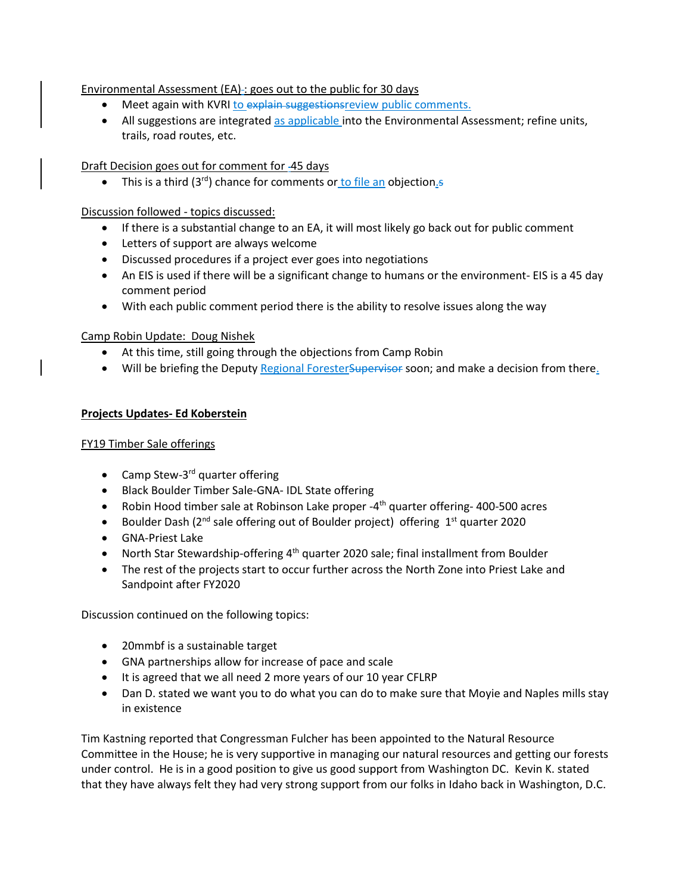Environmental Assessment (EA): goes out to the public for 30 days

- Meet again with KVRI to review public comments.
- All suggestions are integrated as applicable into the Environmental Assessment; refine units, trails, road routes, etc.

Draft Decision goes out for comment for 45 days

- This is a third (3rd) chance for comments or to file an objection.

Discussion followed - topics discussed:

- If there is a substantial change to an EA, it will most likely go back out for public comment
- Letters of support are always welcome
- Discussed procedures if a project ever goes into negotiations
- An EIS is used if there will be a significant change to humans or the environment- EIS is a 45 day comment period
- With each public comment period there is the ability to resolve issues along the way

Camp Robin Update: Doug Nishek

- At this time, still going through the objections from Camp Robin
- Will be briefing the Deputy Regional Forester soon; and make a decision from there.

**Projects Updates- Ed Koberstein**

FY19 Timber Sale offerings

- Camp Stew-3rd quarter offering
- Black Boulder Timber Sale-GNA- IDL State offering
- Robin Hood timber sale at Robinson Lake proper -4th quarter offering- 400-500 acres
- Boulder Dash (2nd sale offering out of Boulder project) offering 1st quarter 2020
- GNA-Priest Lake
- North Star Stewardship-offering 4th quarter 2020 sale; final installment from Boulder
- The rest of the projects start to occur further across the North Zone into Priest Lake and Sandpoint after FY2020

Discussion continued on the following topics:

- 20mmbf is a sustainable target
- GNA partnerships allow for increase of pace and scale
- It is agreed that we all need 2 more years of our 10 year CFLRP
- Dan D. stated we want you to do what you can do to make sure that Moyie and Naples mills stay in existence

Tim Kastning reported that Congressman Fulcher has been appointed to the Natural Resource Committee in the House; he is very supportive in managing our natural resources and getting our forests under control. He is in a good position to give us good support from Washington DC. Kevin K. stated that they have always felt they had very strong support from our folks in Idaho back in Washington, D.C.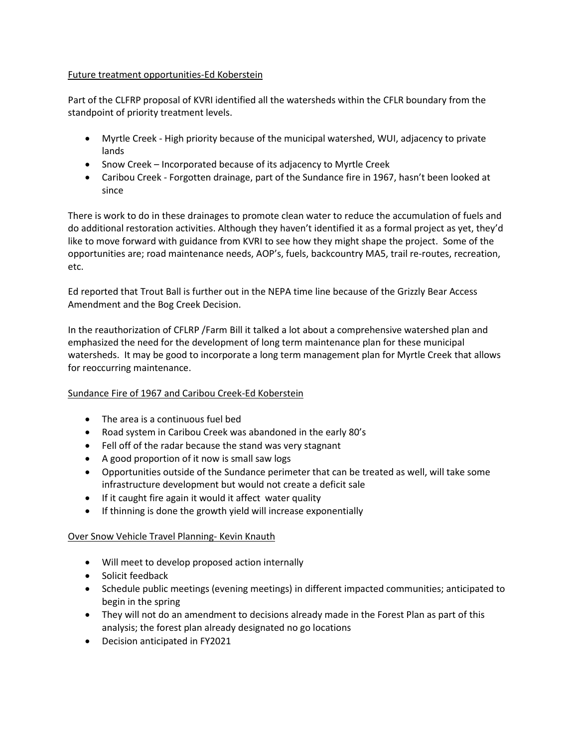Future treatment opportunities-Ed Koberstein

Part of the CLFRP proposal of KVRI identified all the watersheds within the CFLR boundary from the standpoint of priority treatment levels.

- Myrtle Creek - High priority because of the municipal watershed, WUI, adjacency to private lands
- Snow Creek – Incorporated because of its adjacency to Myrtle Creek
- Caribou Creek - Forgotten drainage, part of the Sundance fire in 1967, hasn't been looked at since

There is work to do in these drainages to promote clean water to reduce the accumulation of fuels and do additional restoration activities. Although they haven't identified it as a formal project as yet, they'd like to move forward with guidance from KVRI to see how they might shape the project. Some of the opportunities are; road maintenance needs, AOP's, fuels, backcountry MA5, trail re-routes, recreation, etc.

Ed reported that Trout Ball is further out in the NEPA time line because of the Grizzly Bear Access Amendment and the Bog Creek Decision.

In the reauthorization of CFLRP /Farm Bill it talked a lot about a comprehensive watershed plan and emphasized the need for the development of long term maintenance plan for these municipal watersheds. It may be good to incorporate a long term management plan for Myrtle Creek that allows for reoccurring maintenance.

Sundance Fire of 1967 and Caribou Creek-Ed Koberstein

- The area is a continuous fuel bed
- Road system in Caribou Creek was abandoned in the early 80's
- Fell off of the radar because the stand was very stagnant
- A good proportion of it now is small saw logs
- Opportunities outside of the Sundance perimeter that can be treated as well, will take some infrastructure development but would not create a deficit sale
- If it caught fire again it would it affect water quality
- If thinning is done the growth yield will increase exponentially

Over Snow Vehicle Travel Planning- Kevin Knauth

- Will meet to develop proposed action internally
- Solicit feedback
- Schedule public meetings (evening meetings) in different impacted communities; anticipated to begin in the spring
- They will not do an amendment to decisions already made in the Forest Plan as part of this analysis; the forest plan already designated no go locations
- Decision anticipated in FY2021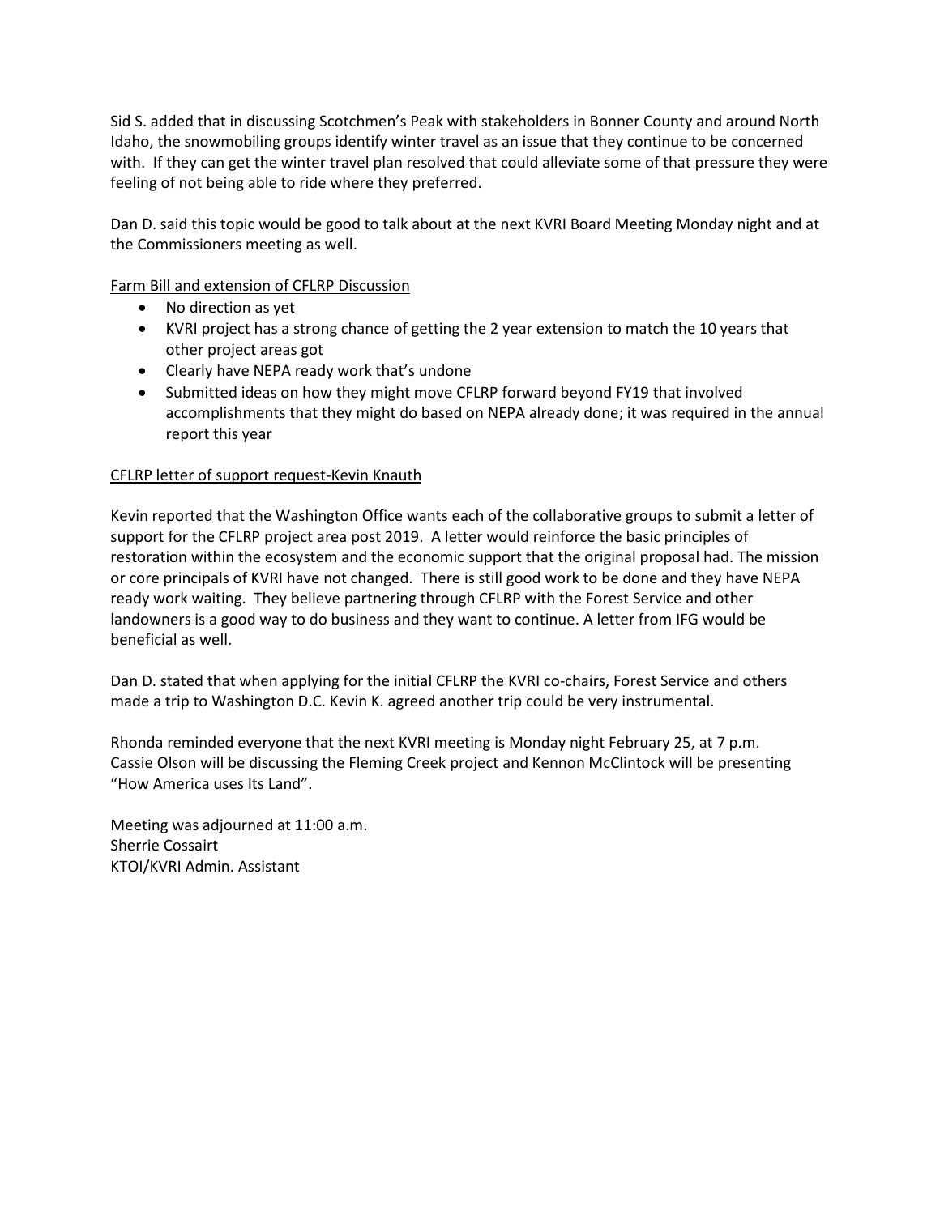Sid S. added that in discussing Scotchmen's Peak with stakeholders in Bonner County and around North Idaho, the snowmobiling groups identify winter travel as an issue that they continue to be concerned with. If they can get the winter travel plan resolved that could alleviate some of that pressure they were feeling of not being able to ride where they preferred.

Dan D. said this topic would be good to talk about at the next KVRI Board Meeting Monday night and at the Commissioners meeting as well.

<u>Farm Bill and extension of CFLRP Discussion</u>

- No direction as yet
- KVRI project has a strong chance of getting the 2 year extension to match the 10 years that other project areas got
- Clearly have NEPA ready work that's undone
- Submitted ideas on how they might move CFLRP forward beyond FY19 that involved accomplishments that they might do based on NEPA already done; it was required in the annual report this year

<u>CFLRP letter of support request-Kevin Knauth</u>

Kevin reported that the Washington Office wants each of the collaborative groups to submit a letter of support for the CFLRP project area post 2019. A letter would reinforce the basic principles of restoration within the ecosystem and the economic support that the original proposal had. The mission or core principals of KVRI have not changed. There is still good work to be done and they have NEPA ready work waiting. They believe partnering through CFLRP with the Forest Service and other landowners is a good way to do business and they want to continue. A letter from IFG would be beneficial as well.

Dan D. stated that when applying for the initial CFLRP the KVRI co-chairs, Forest Service and others made a trip to Washington D.C. Kevin K. agreed another trip could be very instrumental.

Rhonda reminded everyone that the next KVRI meeting is Monday night February 25, at 7 p.m. Cassie Olson will be discussing the Fleming Creek project and Kennon McClintock will be presenting "How America uses Its Land".

Meeting was adjourned at 11:00 a.m.
Sherrie Cossairt
KTOI/KVRI Admin. Assistant